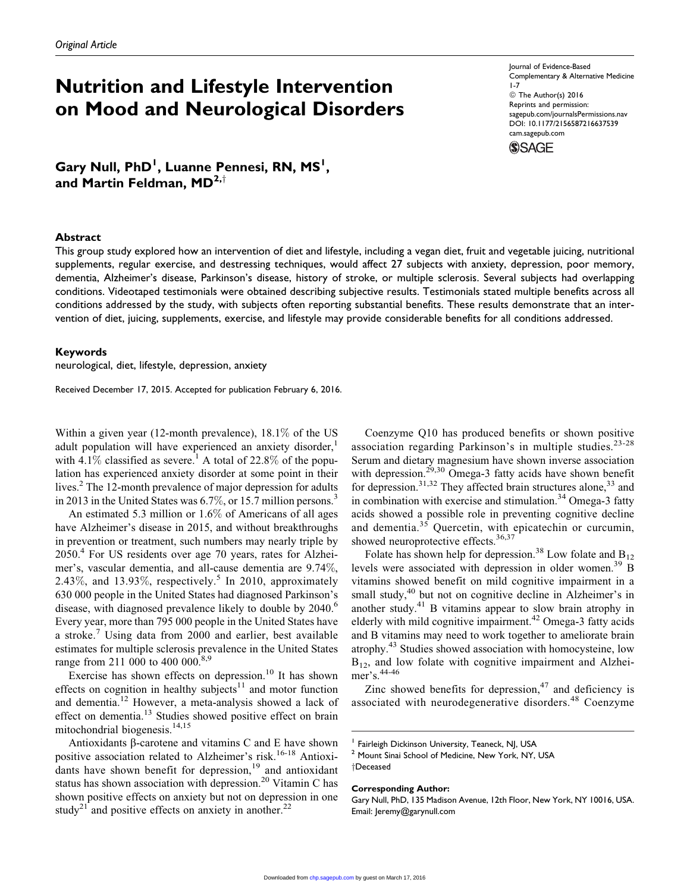*Original Article*

# Nutrition and Lifestyle Intervention on Mood and Neurological Disorders

Journal of Evidence-Based Complementary & Alternative Medicine
© The Author(s) 2016
Reprints and permission: sagepub.com/journalsPermissions.nav
DOI: 10.1177/2156587216637539
cam.sagepub.com

**Gary Null, PhD[1], Luanne Pennesi, RN, MS[1], and Martin Feldman, MD[2,†]**

## Abstract

This group study explored how an intervention of diet and lifestyle, including a vegan diet, fruit and vegetable juicing, nutritional supplements, regular exercise, and destressing techniques, would affect 27 subjects with anxiety, depression, poor memory, dementia, Alzheimer's disease, Parkinson's disease, history of stroke, or multiple sclerosis. Several subjects had overlapping conditions. Videotaped testimonials were obtained describing subjective results. Testimonials stated multiple benefits across all conditions addressed by the study, with subjects often reporting substantial benefits. These results demonstrate that an intervention of diet, juicing, supplements, exercise, and lifestyle may provide considerable benefits for all conditions addressed.

## Keywords

neurological, diet, lifestyle, depression, anxiety

Received December 17, 2015. Accepted for publication February 6, 2016.

Within a given year (12-month prevalence), 18.1% of the US adult population will have experienced an anxiety disorder,[1] with 4.1% classified as severe.[1] A total of 22.8% of the population has experienced anxiety disorder at some point in their lives.[2] The 12-month prevalence of major depression for adults in 2013 in the United States was 6.7%, or 15.7 million persons.[3]

An estimated 5.3 million or 1.6% of Americans of all ages have Alzheimer's disease in 2015, and without breakthroughs in prevention or treatment, such numbers may nearly triple by 2050.[4] For US residents over age 70 years, rates for Alzheimer's, vascular dementia, and all-cause dementia are 9.74%, 2.43%, and 13.93%, respectively.[5] In 2010, approximately 630 000 people in the United States had diagnosed Parkinson's disease, with diagnosed prevalence likely to double by 2040.[6] Every year, more than 795 000 people in the United States have a stroke.[7] Using data from 2000 and earlier, best available estimates for multiple sclerosis prevalence in the United States range from 211 000 to 400 000.[8,9]

Exercise has shown effects on depression.[10] It has shown effects on cognition in healthy subjects[11] and motor function and dementia.[12] However, a meta-analysis showed a lack of effect on dementia.[13] Studies showed positive effect on brain mitochondrial biogenesis.[14,15]

Antioxidants β-carotene and vitamins C and E have shown positive association related to Alzheimer's risk.[16-18] Antioxidants have shown benefit for depression,[19] and antioxidant status has shown association with depression.[20] Vitamin C has shown positive effects on anxiety but not on depression in one study[21] and positive effects on anxiety in another.[22]

Coenzyme Q10 has produced benefits or shown positive association regarding Parkinson's in multiple studies.[23-28] Serum and dietary magnesium have shown inverse association with depression.[29,30] Omega-3 fatty acids have shown benefit for depression.[31,32] They affected brain structures alone,[33] and in combination with exercise and stimulation.[34] Omega-3 fatty acids showed a possible role in preventing cognitive decline and dementia.[35] Quercetin, with epicatechin or curcumin, showed neuroprotective effects.[36,37]

Folate has shown help for depression.[38] Low folate and $B_{12}$ levels were associated with depression in older women.[39] B vitamins showed benefit on mild cognitive impairment in a small study,[40] but not on cognitive decline in Alzheimer's in another study.[41] B vitamins appear to slow brain atrophy in elderly with mild cognitive impairment.[42] Omega-3 fatty acids and B vitamins may need to work together to ameliorate brain atrophy.[43] Studies showed association with homocysteine, low $B_{12}$, and low folate with cognitive impairment and Alzheimer's.[44-46]

Zinc showed benefits for depression,[47] and deficiency is associated with neurodegenerative disorders.[48] Coenzyme

[1] Fairleigh Dickinson University, Teaneck, NJ, USA
[2] Mount Sinai School of Medicine, New York, NY, USA
†Deceased

**Corresponding Author:**
Gary Null, PhD, 135 Madison Avenue, 12th Floor, New York, NY 10016, USA.
Email: Jeremy@garynull.com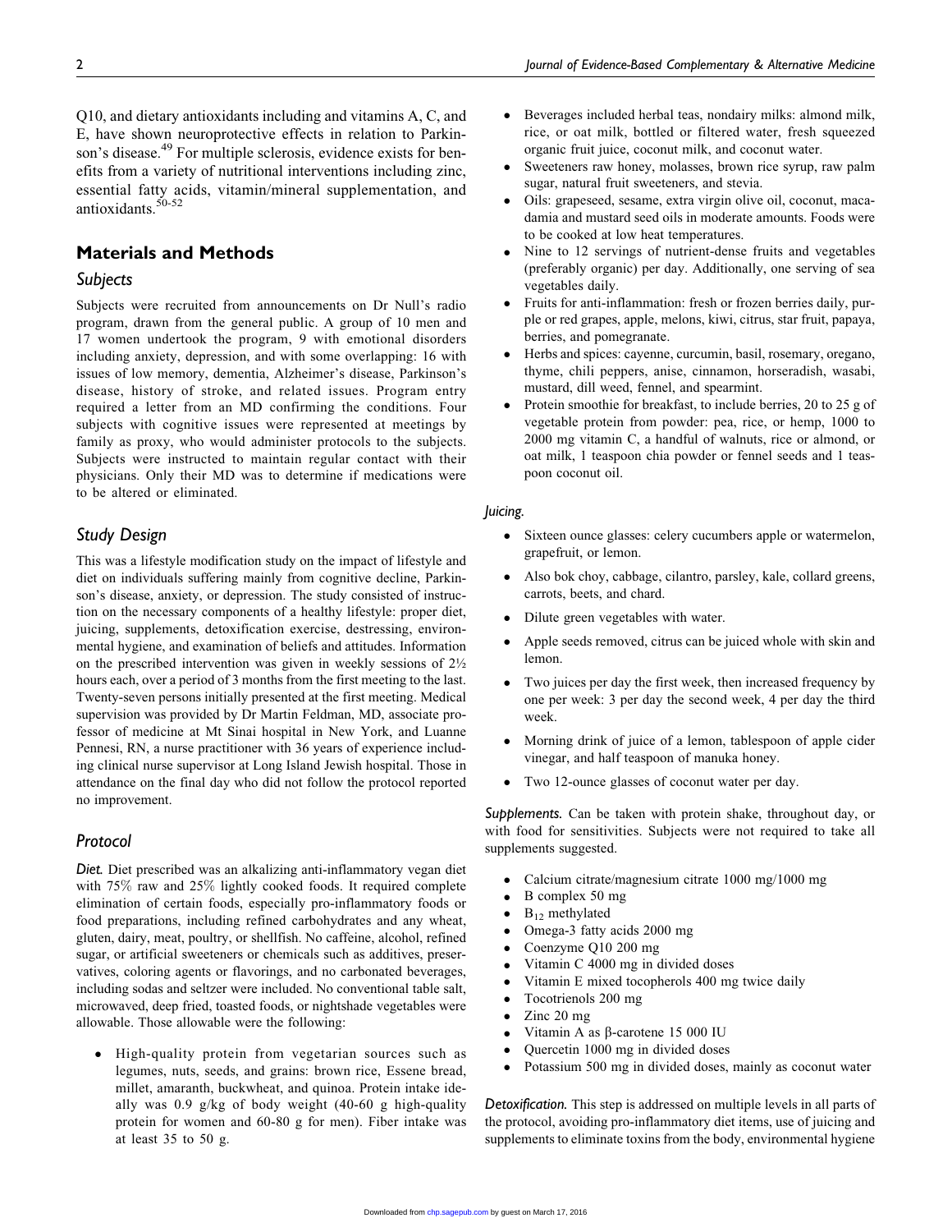Q10, and dietary antioxidants including and vitamins A, C, and E, have shown neuroprotective effects in relation to Parkinson's disease.[49] For multiple sclerosis, evidence exists for benefits from a variety of nutritional interventions including zinc, essential fatty acids, vitamin/mineral supplementation, and antioxidants.[50-52]

## Materials and Methods

### Subjects

Subjects were recruited from announcements on Dr Null's radio program, drawn from the general public. A group of 10 men and 17 women undertook the program, 9 with emotional disorders including anxiety, depression, and with some overlapping: 16 with issues of low memory, dementia, Alzheimer's disease, Parkinson's disease, history of stroke, and related issues. Program entry required a letter from an MD confirming the conditions. Four subjects with cognitive issues were represented at meetings by family as proxy, who would administer protocols to the subjects. Subjects were instructed to maintain regular contact with their physicians. Only their MD was to determine if medications were to be altered or eliminated.

### Study Design

This was a lifestyle modification study on the impact of lifestyle and diet on individuals suffering mainly from cognitive decline, Parkinson's disease, anxiety, or depression. The study consisted of instruction on the necessary components of a healthy lifestyle: proper diet, juicing, supplements, detoxification exercise, destressing, environmental hygiene, and examination of beliefs and attitudes. Information on the prescribed intervention was given in weekly sessions of 2½ hours each, over a period of 3 months from the first meeting to the last. Twenty-seven persons initially presented at the first meeting. Medical supervision was provided by Dr Martin Feldman, MD, associate professor of medicine at Mt Sinai hospital in New York, and Luanne Pennesi, RN, a nurse practitioner with 36 years of experience including clinical nurse supervisor at Long Island Jewish hospital. Those in attendance on the final day who did not follow the protocol reported no improvement.

### Protocol

*Diet.* Diet prescribed was an alkalizing anti-inflammatory vegan diet with 75% raw and 25% lightly cooked foods. It required complete elimination of certain foods, especially pro-inflammatory foods or food preparations, including refined carbohydrates and any wheat, gluten, dairy, meat, poultry, or shellfish. No caffeine, alcohol, refined sugar, or artificial sweeteners or chemicals such as additives, preservatives, coloring agents or flavorings, and no carbonated beverages, including sodas and seltzer were included. No conventional table salt, microwaved, deep fried, toasted foods, or nightshade vegetables were allowable. Those allowable were the following:

- High-quality protein from vegetarian sources such as legumes, nuts, seeds, and grains: brown rice, Essene bread, millet, amaranth, buckwheat, and quinoa. Protein intake ideally was 0.9 g/kg of body weight (40-60 g high-quality protein for women and 60-80 g for men). Fiber intake was at least 35 to 50 g.
- Beverages included herbal teas, nondairy milks: almond milk, rice, or oat milk, bottled or filtered water, fresh squeezed organic fruit juice, coconut milk, and coconut water.
- Sweeteners raw honey, molasses, brown rice syrup, raw palm sugar, natural fruit sweeteners, and stevia.
- Oils: grapeseed, sesame, extra virgin olive oil, coconut, macadamia and mustard seed oils in moderate amounts. Foods were to be cooked at low heat temperatures.
- Nine to 12 servings of nutrient-dense fruits and vegetables (preferably organic) per day. Additionally, one serving of sea vegetables daily.
- Fruits for anti-inflammation: fresh or frozen berries daily, purple or red grapes, apple, melons, kiwi, citrus, star fruit, papaya, berries, and pomegranate.
- Herbs and spices: cayenne, curcumin, basil, rosemary, oregano, thyme, chili peppers, anise, cinnamon, horseradish, wasabi, mustard, dill weed, fennel, and spearmint.
- Protein smoothie for breakfast, to include berries, 20 to 25 g of vegetable protein from powder: pea, rice, or hemp, 1000 to 2000 mg vitamin C, a handful of walnuts, rice or almond, or oat milk, 1 teaspoon chia powder or fennel seeds and 1 teaspoon coconut oil.

*Juicing.*

- Sixteen ounce glasses: celery cucumbers apple or watermelon, grapefruit, or lemon.
- Also bok choy, cabbage, cilantro, parsley, kale, collard greens, carrots, beets, and chard.
- Dilute green vegetables with water.
- Apple seeds removed, citrus can be juiced whole with skin and lemon.
- Two juices per day the first week, then increased frequency by one per week: 3 per day the second week, 4 per day the third week.
- Morning drink of juice of a lemon, tablespoon of apple cider vinegar, and half teaspoon of manuka honey.
- Two 12-ounce glasses of coconut water per day.

*Supplements.* Can be taken with protein shake, throughout day, or with food for sensitivities. Subjects were not required to take all supplements suggested.

- Calcium citrate/magnesium citrate 1000 mg/1000 mg
- B complex 50 mg
- $B_{12}$ methylated
- Omega-3 fatty acids 2000 mg
- Coenzyme Q10 200 mg
- Vitamin C 4000 mg in divided doses
- Vitamin E mixed tocopherols 400 mg twice daily
- Tocotrienols 200 mg
- Zinc 20 mg
- Vitamin A as β-carotene 15 000 IU
- Quercetin 1000 mg in divided doses
- Potassium 500 mg in divided doses, mainly as coconut water

*Detoxification.* This step is addressed on multiple levels in all parts of the protocol, avoiding pro-inflammatory diet items, use of juicing and supplements to eliminate toxins from the body, environmental hygiene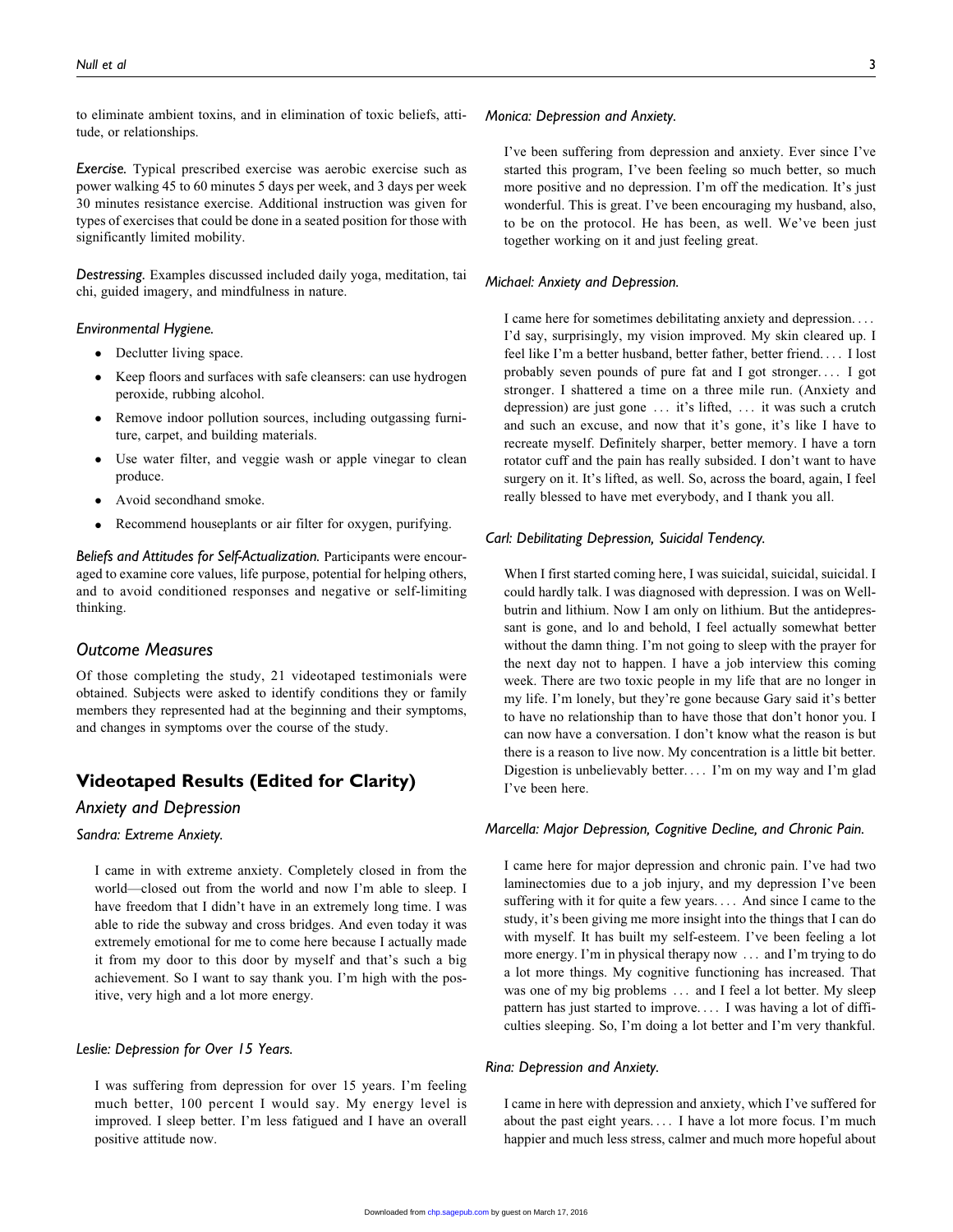to eliminate ambient toxins, and in elimination of toxic beliefs, attitude, or relationships.

*Exercise.* Typical prescribed exercise was aerobic exercise such as power walking 45 to 60 minutes 5 days per week, and 3 days per week 30 minutes resistance exercise. Additional instruction was given for types of exercises that could be done in a seated position for those with significantly limited mobility.

*Destressing.* Examples discussed included daily yoga, meditation, tai chi, guided imagery, and mindfulness in nature.

*Environmental Hygiene.*

- Declutter living space.
- Keep floors and surfaces with safe cleansers: can use hydrogen peroxide, rubbing alcohol.
- Remove indoor pollution sources, including outgassing furniture, carpet, and building materials.
- Use water filter, and veggie wash or apple vinegar to clean produce.
- Avoid secondhand smoke.
- Recommend houseplants or air filter for oxygen, purifying.

*Beliefs and Attitudes for Self-Actualization.* Participants were encouraged to examine core values, life purpose, potential for helping others, and to avoid conditioned responses and negative or self-limiting thinking.

### Outcome Measures

Of those completing the study, 21 videotaped testimonials were obtained. Subjects were asked to identify conditions they or family members they represented had at the beginning and their symptoms, and changes in symptoms over the course of the study.

## Videotaped Results (Edited for Clarity)

### Anxiety and Depression

*Sandra: Extreme Anxiety.*

> I came in with extreme anxiety. Completely closed in from the world—closed out from the world and now I'm able to sleep. I have freedom that I didn't have in an extremely long time. I was able to ride the subway and cross bridges. And even today it was extremely emotional for me to come here because I actually made it from my door to this door by myself and that's such a big achievement. So I want to say thank you. I'm high with the positive, very high and a lot more energy.

*Leslie: Depression for Over 15 Years.*

> I was suffering from depression for over 15 years. I'm feeling much better, 100 percent I would say. My energy level is improved. I sleep better. I'm less fatigued and I have an overall positive attitude now.

*Monica: Depression and Anxiety.*

> I've been suffering from depression and anxiety. Ever since I've started this program, I've been feeling so much better, so much more positive and no depression. I'm off the medication. It's just wonderful. This is great. I've been encouraging my husband, also, to be on the protocol. He has been, as well. We've been just together working on it and just feeling great.

*Michael: Anxiety and Depression.*

> I came here for sometimes debilitating anxiety and depression. . . . I'd say, surprisingly, my vision improved. My skin cleared up. I feel like I'm a better husband, better father, better friend. . . . I lost probably seven pounds of pure fat and I got stronger. . . . I got stronger. I shattered a time on a three mile run. (Anxiety and depression) are just gone . . . it's lifted, . . . it was such a crutch and such an excuse, and now that it's gone, it's like I have to recreate myself. Definitely sharper, better memory. I have a torn rotator cuff and the pain has really subsided. I don't want to have surgery on it. It's lifted, as well. So, across the board, again, I feel really blessed to have met everybody, and I thank you all.

*Carl: Debilitating Depression, Suicidal Tendency.*

> When I first started coming here, I was suicidal, suicidal, suicidal. I could hardly talk. I was diagnosed with depression. I was on Wellbutrin and lithium. Now I am only on lithium. But the antidepressant is gone, and lo and behold, I feel actually somewhat better without the damn thing. I'm not going to sleep with the prayer for the next day not to happen. I have a job interview this coming week. There are two toxic people in my life that are no longer in my life. I'm lonely, but they're gone because Gary said it's better to have no relationship than to have those that don't honor you. I can now have a conversation. I don't know what the reason is but there is a reason to live now. My concentration is a little bit better. Digestion is unbelievably better. . . . I'm on my way and I'm glad I've been here.

*Marcella: Major Depression, Cognitive Decline, and Chronic Pain.*

> I came here for major depression and chronic pain. I've had two laminectomies due to a job injury, and my depression I've been suffering with it for quite a few years. . . . And since I came to the study, it's been giving me more insight into the things that I can do with myself. It has built my self-esteem. I've been feeling a lot more energy. I'm in physical therapy now . . . and I'm trying to do a lot more things. My cognitive functioning has increased. That was one of my big problems . . . and I feel a lot better. My sleep pattern has just started to improve. . . . I was having a lot of difficulties sleeping. So, I'm doing a lot better and I'm very thankful.

*Rina: Depression and Anxiety.*

> I came in here with depression and anxiety, which I've suffered for about the past eight years. . . . I have a lot more focus. I'm much happier and much less stress, calmer and much more hopeful about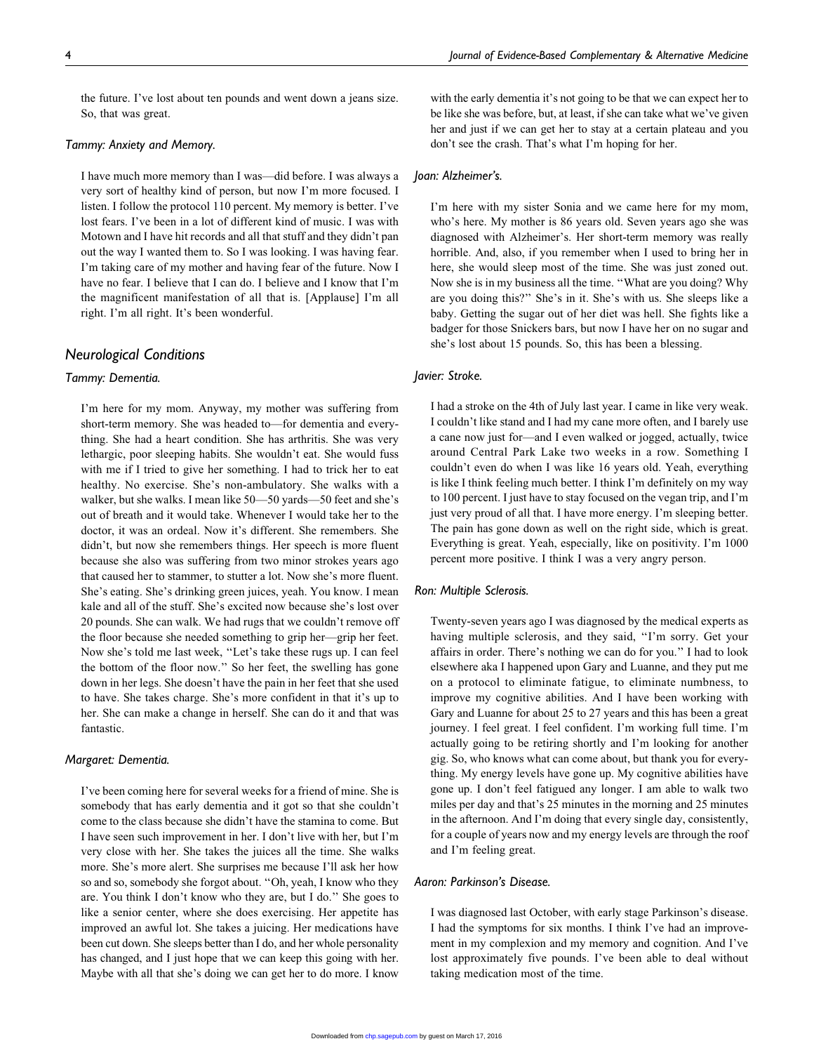the future. I've lost about ten pounds and went down a jeans size. So, that was great.

#### *Tammy: Anxiety and Memory.*

I have much more memory than I was—did before. I was always a very sort of healthy kind of person, but now I'm more focused. I listen. I follow the protocol 110 percent. My memory is better. I've lost fears. I've been in a lot of different kind of music. I was with Motown and I have hit records and all that stuff and they didn't pan out the way I wanted them to. So I was looking. I was having fear. I'm taking care of my mother and having fear of the future. Now I have no fear. I believe that I can do. I believe and I know that I'm the magnificent manifestation of all that is. [Applause] I'm all right. I'm all right. It's been wonderful.

## *Neurological Conditions*

#### *Tammy: Dementia.*

I'm here for my mom. Anyway, my mother was suffering from short-term memory. She was headed to—for dementia and everything. She had a heart condition. She has arthritis. She was very lethargic, poor sleeping habits. She wouldn't eat. She would fuss with me if I tried to give her something. I had to trick her to eat healthy. No exercise. She's non-ambulatory. She walks with a walker, but she walks. I mean like 50—50 yards—50 feet and she's out of breath and it would take. Whenever I would take her to the doctor, it was an ordeal. Now it's different. She remembers. She didn't, but now she remembers things. Her speech is more fluent because she also was suffering from two minor strokes years ago that caused her to stammer, to stutter a lot. Now she's more fluent. She's eating. She's drinking green juices, yeah. You know. I mean kale and all of the stuff. She's excited now because she's lost over 20 pounds. She can walk. We had rugs that we couldn't remove off the floor because she needed something to grip her—grip her feet. Now she's told me last week, "Let's take these rugs up. I can feel the bottom of the floor now." So her feet, the swelling has gone down in her legs. She doesn't have the pain in her feet that she used to have. She takes charge. She's more confident in that it's up to her. She can make a change in herself. She can do it and that was fantastic.

#### *Margaret: Dementia.*

I've been coming here for several weeks for a friend of mine. She is somebody that has early dementia and it got so that she couldn't come to the class because she didn't have the stamina to come. But I have seen such improvement in her. I don't live with her, but I'm very close with her. She takes the juices all the time. She walks more. She's more alert. She surprises me because I'll ask her how so and so, somebody she forgot about. "Oh, yeah, I know who they are. You think I don't know who they are, but I do." She goes to like a senior center, where she does exercising. Her appetite has improved an awful lot. She takes a juicing. Her medications have been cut down. She sleeps better than I do, and her whole personality has changed, and I just hope that we can keep this going with her. Maybe with all that she's doing we can get her to do more. I know with the early dementia it's not going to be that we can expect her to be like she was before, but, at least, if she can take what we've given her and just if we can get her to stay at a certain plateau and you don't see the crash. That's what I'm hoping for her.

#### *Joan: Alzheimer's.*

I'm here with my sister Sonia and we came here for my mom, who's here. My mother is 86 years old. Seven years ago she was diagnosed with Alzheimer's. Her short-term memory was really horrible. And, also, if you remember when I used to bring her in here, she would sleep most of the time. She was just zoned out. Now she is in my business all the time. "What are you doing? Why are you doing this?" She's in it. She's with us. She sleeps like a baby. Getting the sugar out of her diet was hell. She fights like a badger for those Snickers bars, but now I have her on no sugar and she's lost about 15 pounds. So, this has been a blessing.

#### *Javier: Stroke.*

I had a stroke on the 4th of July last year. I came in like very weak. I couldn't like stand and I had my cane more often, and I barely use a cane now just for—and I even walked or jogged, actually, twice around Central Park Lake two weeks in a row. Something I couldn't even do when I was like 16 years old. Yeah, everything is like I think feeling much better. I think I'm definitely on my way to 100 percent. I just have to stay focused on the vegan trip, and I'm just very proud of all that. I have more energy. I'm sleeping better. The pain has gone down as well on the right side, which is great. Everything is great. Yeah, especially, like on positivity. I'm 1000 percent more positive. I think I was a very angry person.

#### *Ron: Multiple Sclerosis.*

Twenty-seven years ago I was diagnosed by the medical experts as having multiple sclerosis, and they said, "I'm sorry. Get your affairs in order. There's nothing we can do for you." I had to look elsewhere aka I happened upon Gary and Luanne, and they put me on a protocol to eliminate fatigue, to eliminate numbness, to improve my cognitive abilities. And I have been working with Gary and Luanne for about 25 to 27 years and this has been a great journey. I feel great. I feel confident. I'm working full time. I'm actually going to be retiring shortly and I'm looking for another gig. So, who knows what can come about, but thank you for everything. My energy levels have gone up. My cognitive abilities have gone up. I don't feel fatigued any longer. I am able to walk two miles per day and that's 25 minutes in the morning and 25 minutes in the afternoon. And I'm doing that every single day, consistently, for a couple of years now and my energy levels are through the roof and I'm feeling great.

#### *Aaron: Parkinson's Disease.*

I was diagnosed last October, with early stage Parkinson's disease. I had the symptoms for six months. I think I've had an improvement in my complexion and my memory and cognition. And I've lost approximately five pounds. I've been able to deal without taking medication most of the time.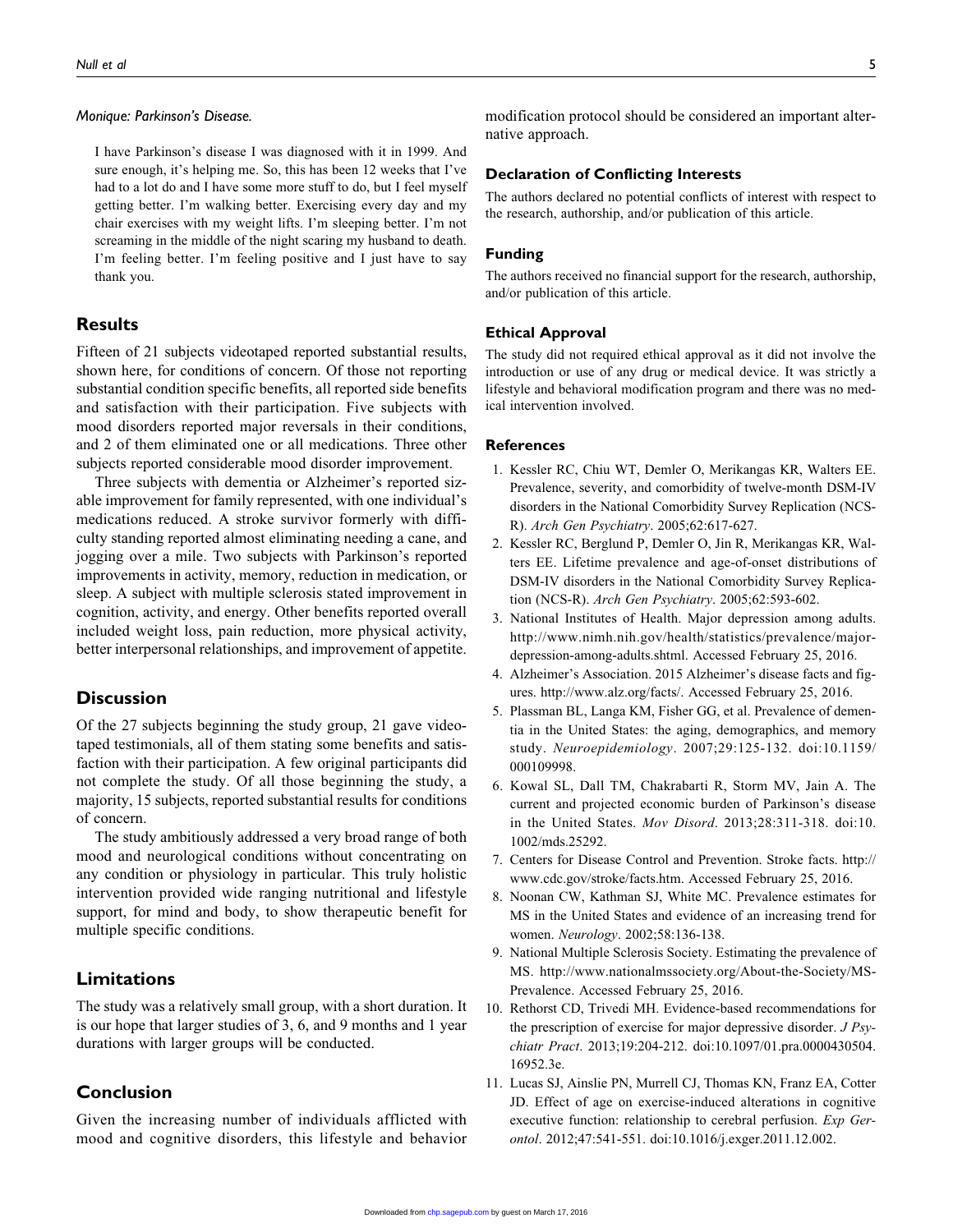*Monique: Parkinson's Disease.*

> I have Parkinson's disease I was diagnosed with it in 1999. And sure enough, it's helping me. So, this has been 12 weeks that I've had to a lot do and I have some more stuff to do, but I feel myself getting better. I'm walking better. Exercising every day and my chair exercises with my weight lifts. I'm sleeping better. I'm not screaming in the middle of the night scaring my husband to death. I'm feeling better. I'm feeling positive and I just have to say thank you.

## Results

Fifteen of 21 subjects videotaped reported substantial results, shown here, for conditions of concern. Of those not reporting substantial condition specific benefits, all reported side benefits and satisfaction with their participation. Five subjects with mood disorders reported major reversals in their conditions, and 2 of them eliminated one or all medications. Three other subjects reported considerable mood disorder improvement.

Three subjects with dementia or Alzheimer's reported sizable improvement for family represented, with one individual's medications reduced. A stroke survivor formerly with difficulty standing reported almost eliminating needing a cane, and jogging over a mile. Two subjects with Parkinson's reported improvements in activity, memory, reduction in medication, or sleep. A subject with multiple sclerosis stated improvement in cognition, activity, and energy. Other benefits reported overall included weight loss, pain reduction, more physical activity, better interpersonal relationships, and improvement of appetite.

## Discussion

Of the 27 subjects beginning the study group, 21 gave videotaped testimonials, all of them stating some benefits and satisfaction with their participation. A few original participants did not complete the study. Of all those beginning the study, a majority, 15 subjects, reported substantial results for conditions of concern.

The study ambitiously addressed a very broad range of both mood and neurological conditions without concentrating on any condition or physiology in particular. This truly holistic intervention provided wide ranging nutritional and lifestyle support, for mind and body, to show therapeutic benefit for multiple specific conditions.

## Limitations

The study was a relatively small group, with a short duration. It is our hope that larger studies of 3, 6, and 9 months and 1 year durations with larger groups will be conducted.

## Conclusion

Given the increasing number of individuals afflicted with mood and cognitive disorders, this lifestyle and behavior modification protocol should be considered an important alternative approach.

### Declaration of Conflicting Interests

The authors declared no potential conflicts of interest with respect to the research, authorship, and/or publication of this article.

### Funding

The authors received no financial support for the research, authorship, and/or publication of this article.

### Ethical Approval

The study did not required ethical approval as it did not involve the introduction or use of any drug or medical device. It was strictly a lifestyle and behavioral modification program and there was no medical intervention involved.

### References

1. Kessler RC, Chiu WT, Demler O, Merikangas KR, Walters EE. Prevalence, severity, and comorbidity of twelve-month DSM-IV disorders in the National Comorbidity Survey Replication (NCS-R). *Arch Gen Psychiatry*. 2005;62:617-627.
2. Kessler RC, Berglund P, Demler O, Jin R, Merikangas KR, Walters EE. Lifetime prevalence and age-of-onset distributions of DSM-IV disorders in the National Comorbidity Survey Replication (NCS-R). *Arch Gen Psychiatry*. 2005;62:593-602.
3. National Institutes of Health. Major depression among adults. http://www.nimh.nih.gov/health/statistics/prevalence/major-depression-among-adults.shtml. Accessed February 25, 2016.
4. Alzheimer's Association. 2015 Alzheimer's disease facts and figures. http://www.alz.org/facts/. Accessed February 25, 2016.
5. Plassman BL, Langa KM, Fisher GG, et al. Prevalence of dementia in the United States: the aging, demographics, and memory study. *Neuroepidemiology*. 2007;29:125-132. doi:10.1159/000109998.
6. Kowal SL, Dall TM, Chakrabarti R, Storm MV, Jain A. The current and projected economic burden of Parkinson's disease in the United States. *Mov Disord*. 2013;28:311-318. doi:10.1002/mds.25292.
7. Centers for Disease Control and Prevention. Stroke facts. http://www.cdc.gov/stroke/facts.htm. Accessed February 25, 2016.
8. Noonan CW, Kathman SJ, White MC. Prevalence estimates for MS in the United States and evidence of an increasing trend for women. *Neurology*. 2002;58:136-138.
9. National Multiple Sclerosis Society. Estimating the prevalence of MS. http://www.nationalmssociety.org/About-the-Society/MS-Prevalence. Accessed February 25, 2016.
10. Rethorst CD, Trivedi MH. Evidence-based recommendations for the prescription of exercise for major depressive disorder. *J Psychiatr Pract*. 2013;19:204-212. doi:10.1097/01.pra.0000430504.16952.3e.
11. Lucas SJ, Ainslie PN, Murrell CJ, Thomas KN, Franz EA, Cotter JD. Effect of age on exercise-induced alterations in cognitive executive function: relationship to cerebral perfusion. *Exp Gerontol*. 2012;47:541-551. doi:10.1016/j.exger.2011.12.002.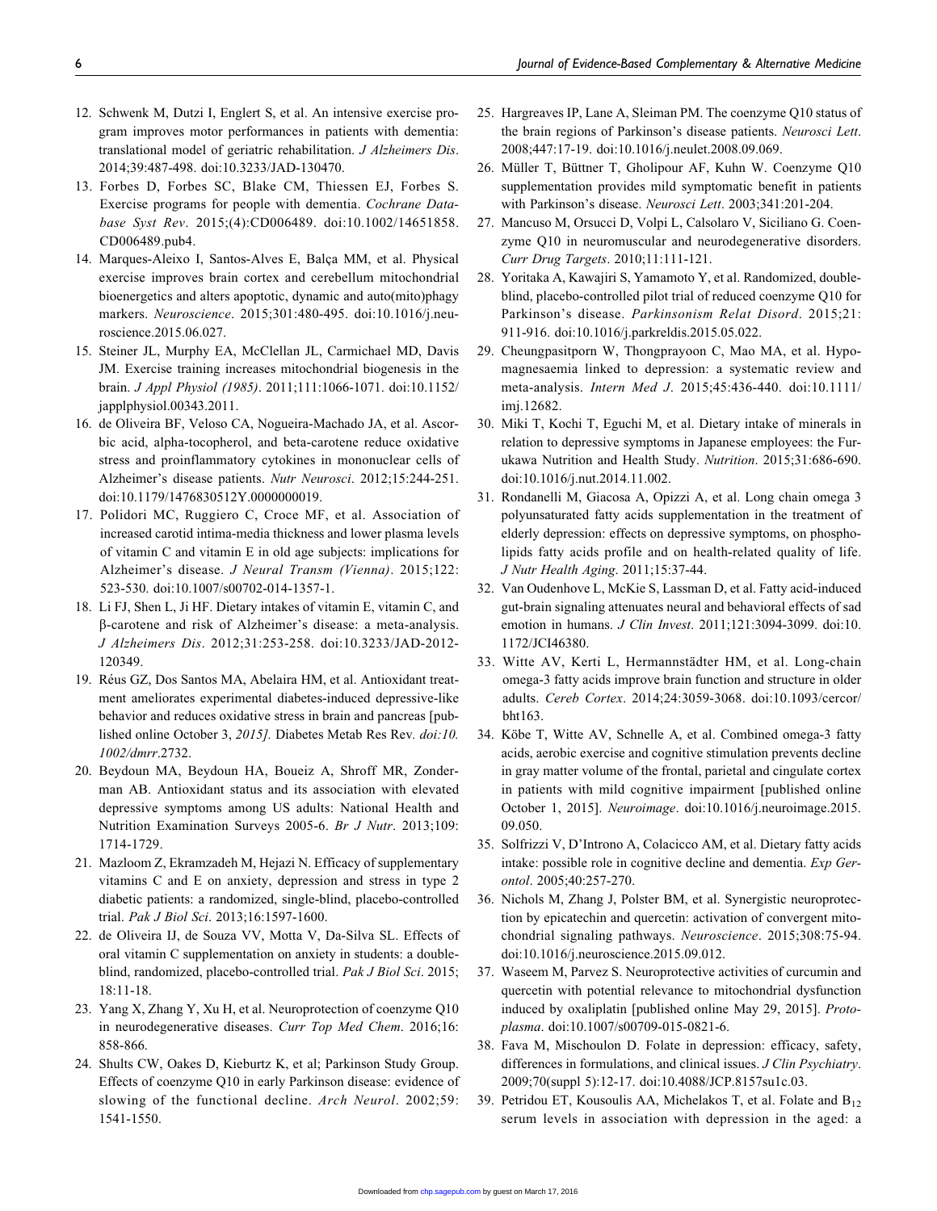12. Schwenk M, Dutzi I, Englert S, et al. An intensive exercise program improves motor performances in patients with dementia: translational model of geriatric rehabilitation. *J Alzheimers Dis*. 2014;39:487-498. doi:10.3233/JAD-130470.
13. Forbes D, Forbes SC, Blake CM, Thiessen EJ, Forbes S. Exercise programs for people with dementia. *Cochrane Database Syst Rev*. 2015;(4):CD006489. doi:10.1002/14651858.CD006489.pub4.
14. Marques-Aleixo I, Santos-Alves E, Balça MM, et al. Physical exercise improves brain cortex and cerebellum mitochondrial bioenergetics and alters apoptotic, dynamic and auto(mito)phagy markers. *Neuroscience*. 2015;301:480-495. doi:10.1016/j.neuroscience.2015.06.027.
15. Steiner JL, Murphy EA, McClellan JL, Carmichael MD, Davis JM. Exercise training increases mitochondrial biogenesis in the brain. *J Appl Physiol (1985)*. 2011;111:1066-1071. doi:10.1152/japplphysiol.00343.2011.
16. de Oliveira BF, Veloso CA, Nogueira-Machado JA, et al. Ascorbic acid, alpha-tocopherol, and beta-carotene reduce oxidative stress and proinflammatory cytokines in mononuclear cells of Alzheimer's disease patients. *Nutr Neurosci*. 2012;15:244-251. doi:10.1179/1476830512Y.0000000019.
17. Polidori MC, Ruggiero C, Croce MF, et al. Association of increased carotid intima-media thickness and lower plasma levels of vitamin C and vitamin E in old age subjects: implications for Alzheimer's disease. *J Neural Transm (Vienna)*. 2015;122:523-530. doi:10.1007/s00702-014-1357-1.
18. Li FJ, Shen L, Ji HF. Dietary intakes of vitamin E, vitamin C, and β-carotene and risk of Alzheimer's disease: a meta-analysis. *J Alzheimers Dis*. 2012;31:253-258. doi:10.3233/JAD-2012-120349.
19. Réus GZ, Dos Santos MA, Abelaira HM, et al. Antioxidant treatment ameliorates experimental diabetes-induced depressive-like behavior and reduces oxidative stress in brain and pancreas [published online October 3, *2015].* Diabetes Metab Res Rev. *doi:10.1002/dmrr*.2732.
20. Beydoun MA, Beydoun HA, Boueiz A, Shroff MR, Zonderman AB. Antioxidant status and its association with elevated depressive symptoms among US adults: National Health and Nutrition Examination Surveys 2005-6. *Br J Nutr*. 2013;109:1714-1729.
21. Mazloom Z, Ekramzadeh M, Hejazi N. Efficacy of supplementary vitamins C and E on anxiety, depression and stress in type 2 diabetic patients: a randomized, single-blind, placebo-controlled trial. *Pak J Biol Sci*. 2013;16:1597-1600.
22. de Oliveira IJ, de Souza VV, Motta V, Da-Silva SL. Effects of oral vitamin C supplementation on anxiety in students: a double-blind, randomized, placebo-controlled trial. *Pak J Biol Sci*. 2015;18:11-18.
23. Yang X, Zhang Y, Xu H, et al. Neuroprotection of coenzyme Q10 in neurodegenerative diseases. *Curr Top Med Chem*. 2016;16:858-866.
24. Shults CW, Oakes D, Kieburtz K, et al; Parkinson Study Group. Effects of coenzyme Q10 in early Parkinson disease: evidence of slowing of the functional decline. *Arch Neurol*. 2002;59:1541-1550.
25. Hargreaves IP, Lane A, Sleiman PM. The coenzyme Q10 status of the brain regions of Parkinson's disease patients. *Neurosci Lett*. 2008;447:17-19. doi:10.1016/j.neulet.2008.09.069.
26. Müller T, Büttner T, Gholipour AF, Kuhn W. Coenzyme Q10 supplementation provides mild symptomatic benefit in patients with Parkinson's disease. *Neurosci Lett*. 2003;341:201-204.
27. Mancuso M, Orsucci D, Volpi L, Calsolaro V, Siciliano G. Coenzyme Q10 in neuromuscular and neurodegenerative disorders. *Curr Drug Targets*. 2010;11:111-121.
28. Yoritaka A, Kawajiri S, Yamamoto Y, et al. Randomized, double-blind, placebo-controlled pilot trial of reduced coenzyme Q10 for Parkinson's disease. *Parkinsonism Relat Disord*. 2015;21:911-916. doi:10.1016/j.parkreldis.2015.05.022.
29. Cheungpasitporn W, Thongprayoon C, Mao MA, et al. Hypomagnesaemia linked to depression: a systematic review and meta-analysis. *Intern Med J*. 2015;45:436-440. doi:10.1111/imj.12682.
30. Miki T, Kochi T, Eguchi M, et al. Dietary intake of minerals in relation to depressive symptoms in Japanese employees: the Furukawa Nutrition and Health Study. *Nutrition*. 2015;31:686-690. doi:10.1016/j.nut.2014.11.002.
31. Rondanelli M, Giacosa A, Opizzi A, et al. Long chain omega 3 polyunsaturated fatty acids supplementation in the treatment of elderly depression: effects on depressive symptoms, on phospholipids fatty acids profile and on health-related quality of life. *J Nutr Health Aging*. 2011;15:37-44.
32. Van Oudenhove L, McKie S, Lassman D, et al. Fatty acid-induced gut-brain signaling attenuates neural and behavioral effects of sad emotion in humans. *J Clin Invest*. 2011;121:3094-3099. doi:10.1172/JCI46380.
33. Witte AV, Kerti L, Hermannstädter HM, et al. Long-chain omega-3 fatty acids improve brain function and structure in older adults. *Cereb Cortex*. 2014;24:3059-3068. doi:10.1093/cercor/bht163.
34. Köbe T, Witte AV, Schnelle A, et al. Combined omega-3 fatty acids, aerobic exercise and cognitive stimulation prevents decline in gray matter volume of the frontal, parietal and cingulate cortex in patients with mild cognitive impairment [published online October 1, 2015]. *Neuroimage*. doi:10.1016/j.neuroimage.2015.09.050.
35. Solfrizzi V, D'Introno A, Colacicco AM, et al. Dietary fatty acids intake: possible role in cognitive decline and dementia. *Exp Gerontol*. 2005;40:257-270.
36. Nichols M, Zhang J, Polster BM, et al. Synergistic neuroprotection by epicatechin and quercetin: activation of convergent mitochondrial signaling pathways. *Neuroscience*. 2015;308:75-94. doi:10.1016/j.neuroscience.2015.09.012.
37. Waseem M, Parvez S. Neuroprotective activities of curcumin and quercetin with potential relevance to mitochondrial dysfunction induced by oxaliplatin [published online May 29, 2015]. *Protoplasma*. doi:10.1007/s00709-015-0821-6.
38. Fava M, Mischoulon D. Folate in depression: efficacy, safety, differences in formulations, and clinical issues. *J Clin Psychiatry*. 2009;70(suppl 5):12-17. doi:10.4088/JCP.8157su1c.03.
39. Petridou ET, Kousoulis AA, Michelakos T, et al. Folate and $B_{12}$ serum levels in association with depression in the aged: a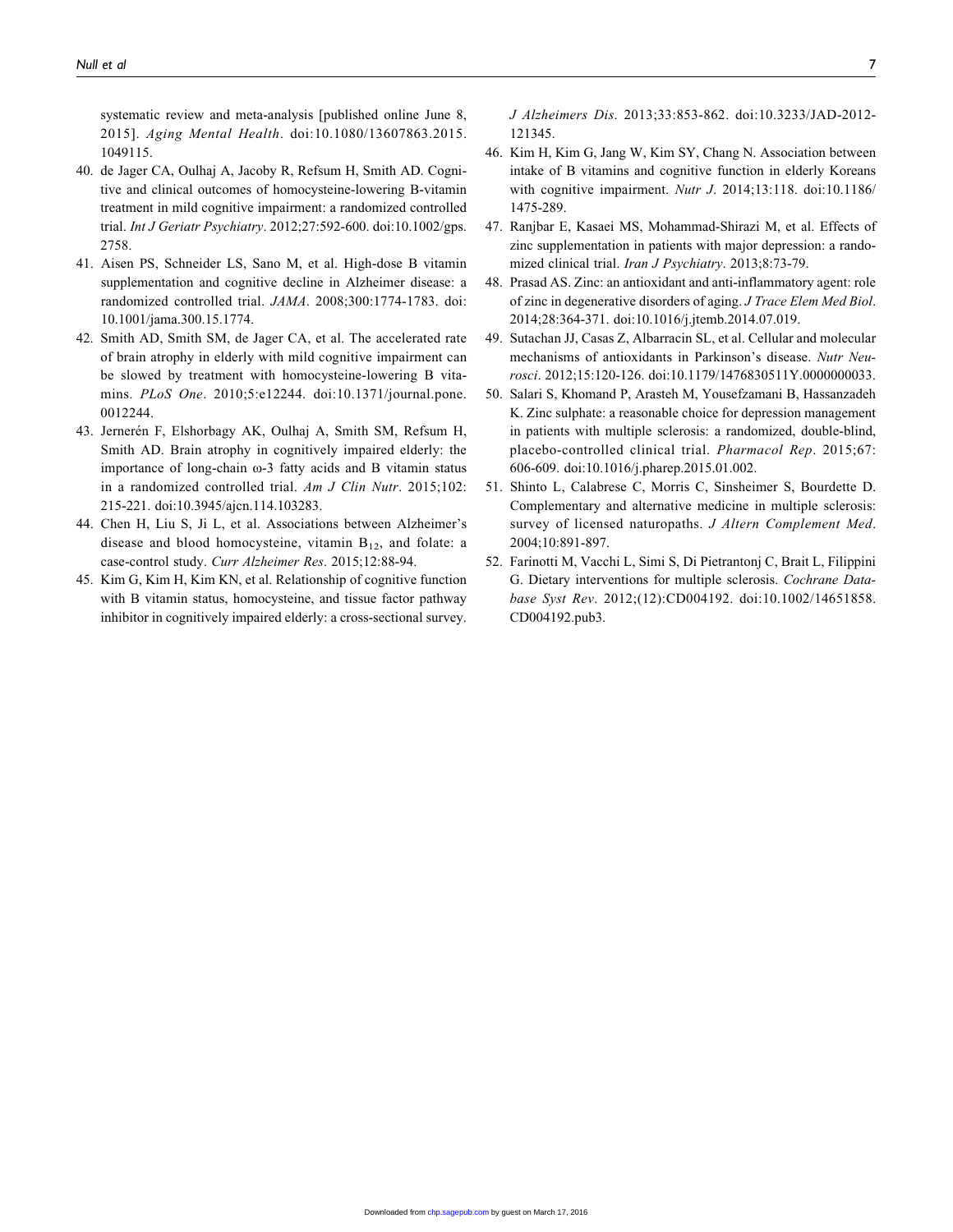systematic review and meta-analysis [published online June 8, 2015]. *Aging Mental Health*. doi:10.1080/13607863.2015.1049115.

40. de Jager CA, Oulhaj A, Jacoby R, Refsum H, Smith AD. Cognitive and clinical outcomes of homocysteine-lowering B-vitamin treatment in mild cognitive impairment: a randomized controlled trial. *Int J Geriatr Psychiatry*. 2012;27:592-600. doi:10.1002/gps.2758.
41. Aisen PS, Schneider LS, Sano M, et al. High-dose B vitamin supplementation and cognitive decline in Alzheimer disease: a randomized controlled trial. *JAMA*. 2008;300:1774-1783. doi:10.1001/jama.300.15.1774.
42. Smith AD, Smith SM, de Jager CA, et al. The accelerated rate of brain atrophy in elderly with mild cognitive impairment can be slowed by treatment with homocysteine-lowering B vitamins. *PLoS One*. 2010;5:e12244. doi:10.1371/journal.pone.0012244.
43. Jernerén F, Elshorbagy AK, Oulhaj A, Smith SM, Refsum H, Smith AD. Brain atrophy in cognitively impaired elderly: the importance of long-chain ω-3 fatty acids and B vitamin status in a randomized controlled trial. *Am J Clin Nutr*. 2015;102:215-221. doi:10.3945/ajcn.114.103283.
44. Chen H, Liu S, Ji L, et al. Associations between Alzheimer's disease and blood homocysteine, vitamin $B_{12}$, and folate: a case-control study. *Curr Alzheimer Res*. 2015;12:88-94.
45. Kim G, Kim H, Kim KN, et al. Relationship of cognitive function with B vitamin status, homocysteine, and tissue factor pathway inhibitor in cognitively impaired elderly: a cross-sectional survey. *J Alzheimers Dis*. 2013;33:853-862. doi:10.3233/JAD-2012-121345.
46. Kim H, Kim G, Jang W, Kim SY, Chang N. Association between intake of B vitamins and cognitive function in elderly Koreans with cognitive impairment. *Nutr J*. 2014;13:118. doi:10.1186/1475-289.
47. Ranjbar E, Kasaei MS, Mohammad-Shirazi M, et al. Effects of zinc supplementation in patients with major depression: a randomized clinical trial. *Iran J Psychiatry*. 2013;8:73-79.
48. Prasad AS. Zinc: an antioxidant and anti-inflammatory agent: role of zinc in degenerative disorders of aging. *J Trace Elem Med Biol*. 2014;28:364-371. doi:10.1016/j.jtemb.2014.07.019.
49. Sutachan JJ, Casas Z, Albarracin SL, et al. Cellular and molecular mechanisms of antioxidants in Parkinson's disease. *Nutr Neurosci*. 2012;15:120-126. doi:10.1179/1476830511Y.0000000033.
50. Salari S, Khomand P, Arasteh M, Yousefzamani B, Hassanzadeh K. Zinc sulphate: a reasonable choice for depression management in patients with multiple sclerosis: a randomized, double-blind, placebo-controlled clinical trial. *Pharmacol Rep*. 2015;67:606-609. doi:10.1016/j.pharep.2015.01.002.
51. Shinto L, Calabrese C, Morris C, Sinsheimer S, Bourdette D. Complementary and alternative medicine in multiple sclerosis: survey of licensed naturopaths. *J Altern Complement Med*. 2004;10:891-897.
52. Farinotti M, Vacchi L, Simi S, Di Pietrantonj C, Brait L, Filippini G. Dietary interventions for multiple sclerosis. *Cochrane Database Syst Rev*. 2012;(12):CD004192. doi:10.1002/14651858.CD004192.pub3.